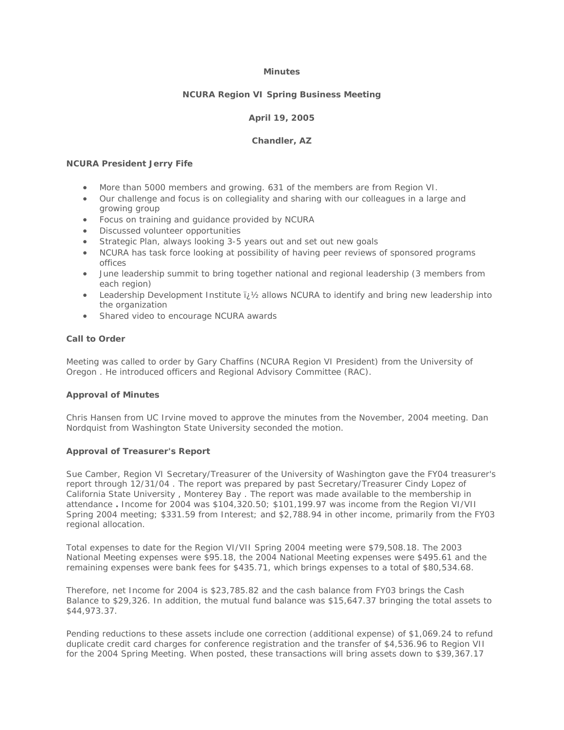**Minutes**

**NCURA Region VI Spring Business Meeting**

**April 19, 2005**

**Chandler, AZ**

**NCURA President Jerry Fife**

- More than 5000 members and growing. 631 of the members are from Region VI.
- Our challenge and focus is on collegiality and sharing with our colleagues in a large and growing group
- Focus on training and guidance provided by NCURA
- Discussed volunteer opportunities
- Strategic Plan, always looking 3-5 years out and set out new goals
- NCURA has task force looking at possibility of having peer reviews of sponsored programs offices
- June leadership summit to bring together national and regional leadership (3 members from each region)
- Leadership Development Institute ï¿½ allows NCURA to identify and bring new leadership into the organization
- Shared video to encourage NCURA awards

**Call to Order**

Meeting was called to order by Gary Chaffins (NCURA Region VI President) from the University of Oregon . He introduced officers and Regional Advisory Committee (RAC).

**Approval of Minutes**

Chris Hansen from UC Irvine moved to approve the minutes from the November, 2004 meeting. Dan Nordquist from Washington State University seconded the motion.

**Approval of Treasurer's Report**

Sue Camber, Region VI Secretary/Treasurer of the University of Washington gave the FY04 treasurer's report through 12/31/04 . The report was prepared by past Secretary/Treasurer Cindy Lopez of California State University , Monterey Bay . The report was made available to the membership in attendance **.** Income for 2004 was $104,320.50; $101,199.97 was income from the Region VI/VII Spring 2004 meeting; $331.59 from Interest; and $2,788.94 in other income, primarily from the FY03 regional allocation.

Total expenses to date for the Region VI/VII Spring 2004 meeting were $79,508.18. The 2003 National Meeting expenses were $95.18, the 2004 National Meeting expenses were $495.61 and the remaining expenses were bank fees for $435.71, which brings expenses to a total of $80,534.68.

Therefore, net Income for 2004 is $23,785.82 and the cash balance from FY03 brings the Cash Balance to $29,326. In addition, the mutual fund balance was $15,647.37 bringing the total assets to $44,973.37.

Pending reductions to these assets include one correction (additional expense) of $1,069.24 to refund duplicate credit card charges for conference registration and the transfer of $4,536.96 to Region VII for the 2004 Spring Meeting. When posted, these transactions will bring assets down to $39,367.17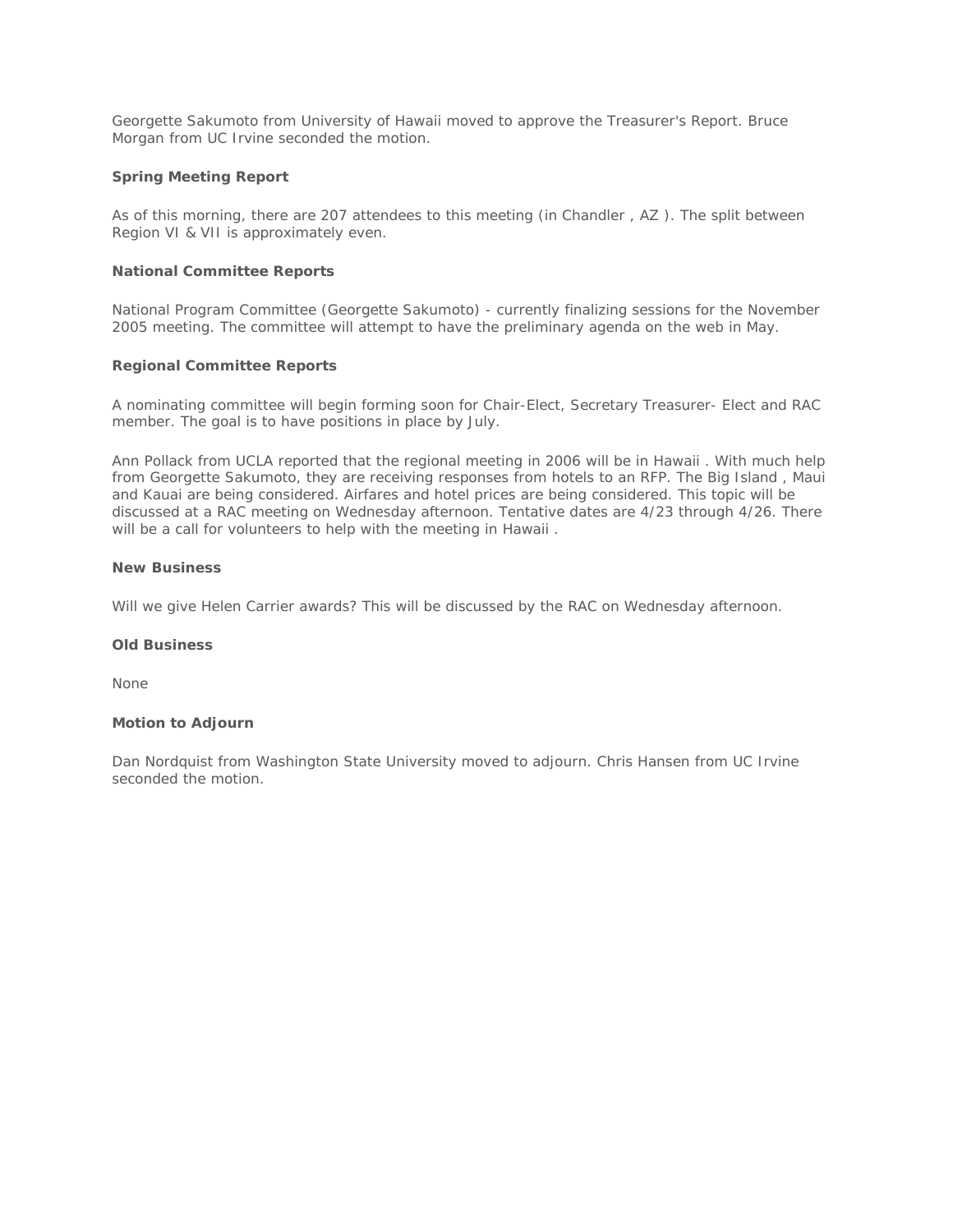Georgette Sakumoto from University of Hawaii moved to approve the Treasurer's Report. Bruce Morgan from UC Irvine seconded the motion.

**Spring Meeting Report**

As of this morning, there are 207 attendees to this meeting (in Chandler , AZ ). The split between Region VI & VII is approximately even.

**National Committee Reports**

National Program Committee (Georgette Sakumoto) - currently finalizing sessions for the November 2005 meeting. The committee will attempt to have the preliminary agenda on the web in May.

**Regional Committee Reports**

A nominating committee will begin forming soon for Chair-Elect, Secretary Treasurer- Elect and RAC member. The goal is to have positions in place by July.

Ann Pollack from UCLA reported that the regional meeting in 2006 will be in Hawaii . With much help from Georgette Sakumoto, they are receiving responses from hotels to an RFP. The Big Island , Maui and Kauai are being considered. Airfares and hotel prices are being considered. This topic will be discussed at a RAC meeting on Wednesday afternoon. Tentative dates are 4/23 through 4/26. There will be a call for volunteers to help with the meeting in Hawaii .

**New Business**

Will we give Helen Carrier awards? This will be discussed by the RAC on Wednesday afternoon.

**Old Business**

None

**Motion to Adjourn**

Dan Nordquist from Washington State University moved to adjourn. Chris Hansen from UC Irvine seconded the motion.